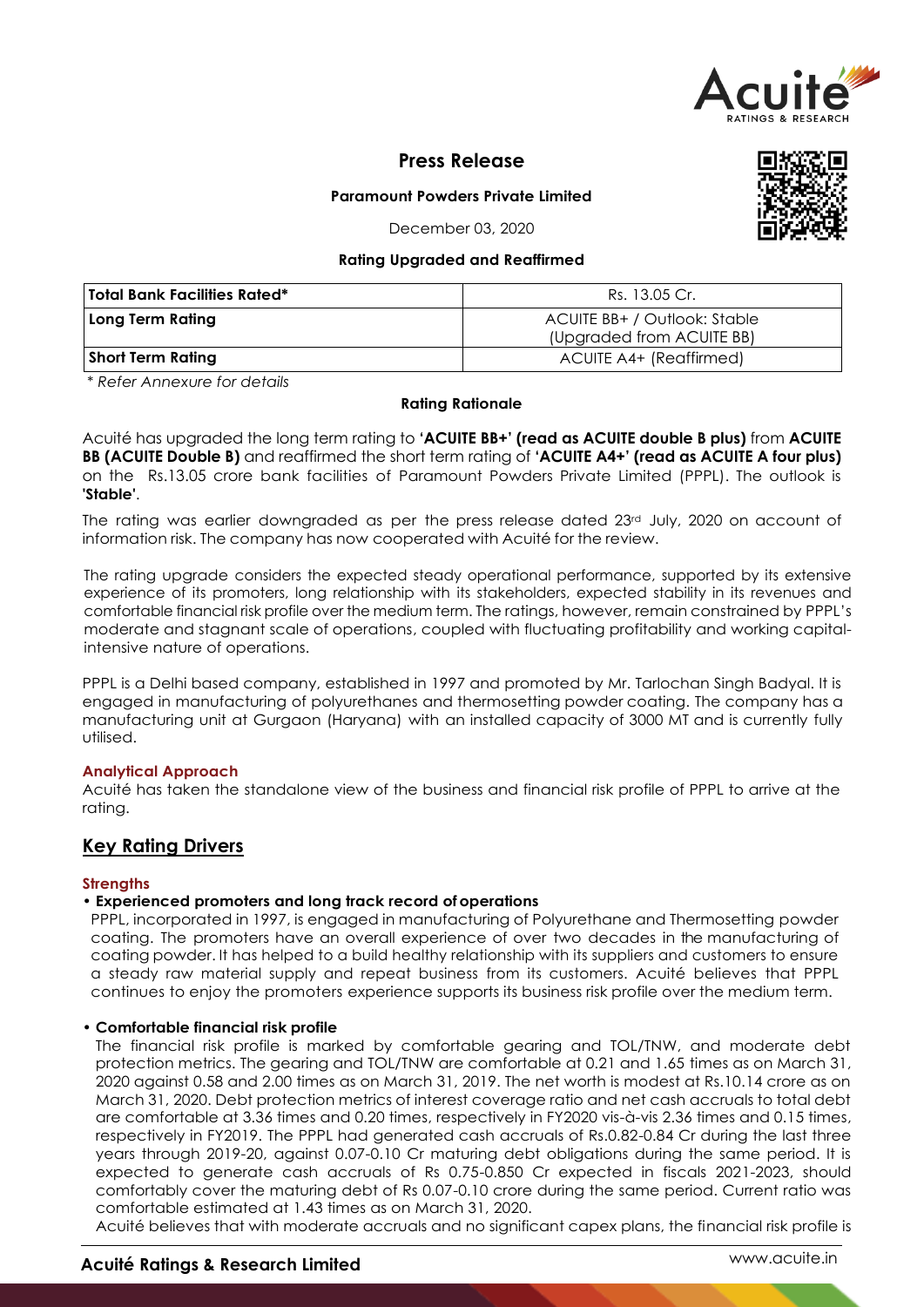# Press Release

**Paramount Powders Private Limited**

December 03, 2020

**Rating Upgraded and Reaffirmed**

| | |
|---|---|
| **Total Bank Facilities Rated*** | Rs. 13.05 Cr. |
| **Long Term Rating** | ACUITE BB+ / Outlook: Stable (Upgraded from ACUITE BB) |
| **Short Term Rating** | ACUITE A4+ (Reaffirmed) |

*\* Refer Annexure for details*

**Rating Rationale**

Acuité has upgraded the long term rating to **'ACUITE BB+' (read as ACUITE double B plus)** from **ACUITE BB (ACUITE Double B)** and reaffirmed the short term rating of **'ACUITE A4+' (read as ACUITE A four plus)** on the Rs.13.05 crore bank facilities of Paramount Powders Private Limited (PPPL). The outlook is **'Stable'**.

The rating was earlier downgraded as per the press release dated 23rd July, 2020 on account of information risk. The company has now cooperated with Acuité for the review.

The rating upgrade considers the expected steady operational performance, supported by its extensive experience of its promoters, long relationship with its stakeholders, expected stability in its revenues and comfortable financial risk profile over the medium term. The ratings, however, remain constrained by PPPL's moderate and stagnant scale of operations, coupled with fluctuating profitability and working capital-intensive nature of operations.

PPPL is a Delhi based company, established in 1997 and promoted by Mr. Tarlochan Singh Badyal. It is engaged in manufacturing of polyurethanes and thermosetting powder coating. The company has a manufacturing unit at Gurgaon (Haryana) with an installed capacity of 3000 MT and is currently fully utilised.

### Analytical Approach

Acuité has taken the standalone view of the business and financial risk profile of PPPL to arrive at the rating.

## Key Rating Drivers

### Strengths

- **Experienced promoters and long track record of operations**

  PPPL, incorporated in 1997, is engaged in manufacturing of Polyurethane and Thermosetting powder coating. The promoters have an overall experience of over two decades in the manufacturing of coating powder. It has helped to a build healthy relationship with its suppliers and customers to ensure a steady raw material supply and repeat business from its customers. Acuité believes that PPPL continues to enjoy the promoters experience supports its business risk profile over the medium term.

- **Comfortable financial risk profile**

  The financial risk profile is marked by comfortable gearing and TOL/TNW, and moderate debt protection metrics. The gearing and TOL/TNW are comfortable at 0.21 and 1.65 times as on March 31, 2020 against 0.58 and 2.00 times as on March 31, 2019. The net worth is modest at Rs.10.14 crore as on March 31, 2020. Debt protection metrics of interest coverage ratio and net cash accruals to total debt are comfortable at 3.36 times and 0.20 times, respectively in FY2020 vis-à-vis 2.36 times and 0.15 times, respectively in FY2019. The PPPL had generated cash accruals of Rs.0.82-0.84 Cr during the last three years through 2019-20, against 0.07-0.10 Cr maturing debt obligations during the same period. It is expected to generate cash accruals of Rs 0.75-0.850 Cr expected in fiscals 2021-2023, should comfortably cover the maturing debt of Rs 0.07-0.10 crore during the same period. Current ratio was comfortable estimated at 1.43 times as on March 31, 2020.

  Acuité believes that with moderate accruals and no significant capex plans, the financial risk profile is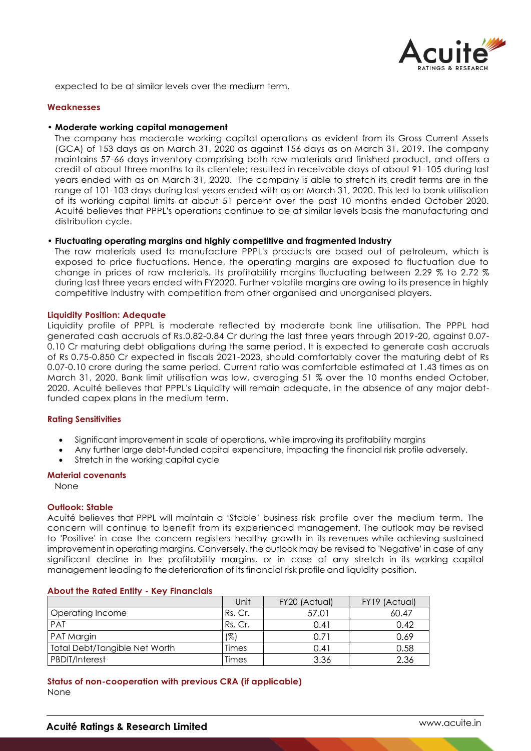expected to be at similar levels over the medium term.

### Weaknesses

- **Moderate working capital management**
  The company has moderate working capital operations as evident from its Gross Current Assets (GCA) of 153 days as on March 31, 2020 as against 156 days as on March 31, 2019. The company maintains 57-66 days inventory comprising both raw materials and finished product, and offers a credit of about three months to its clientele; resulted in receivable days of about 91-105 during last years ended with as on March 31, 2020. The company is able to stretch its credit terms are in the range of 101-103 days during last years ended with as on March 31, 2020. This led to bank utilisation of its working capital limits at about 51 percent over the past 10 months ended October 2020. Acuité believes that PPPL's operations continue to be at similar levels basis the manufacturing and distribution cycle.

- **Fluctuating operating margins and highly competitive and fragmented industry**
  The raw materials used to manufacture PPPL's products are based out of petroleum, which is exposed to price fluctuations. Hence, the operating margins are exposed to fluctuation due to change in prices of raw materials. Its profitability margins fluctuating between 2.29 % to 2.72 % during last three years ended with FY2020. Further volatile margins are owing to its presence in highly competitive industry with competition from other organised and unorganised players.

### Liquidity Position: Adequate

Liquidity profile of PPPL is moderate reflected by moderate bank line utilisation. The PPPL had generated cash accruals of Rs.0.82-0.84 Cr during the last three years through 2019-20, against 0.07-0.10 Cr maturing debt obligations during the same period. It is expected to generate cash accruals of Rs 0.75-0.850 Cr expected in fiscals 2021-2023, should comfortably cover the maturing debt of Rs 0.07-0.10 crore during the same period. Current ratio was comfortable estimated at 1.43 times as on March 31, 2020. Bank limit utilisation was low, averaging 51 % over the 10 months ended October, 2020. Acuité believes that PPPL's Liquidity will remain adequate, in the absence of any major debt-funded capex plans in the medium term.

### Rating Sensitivities

- Significant improvement in scale of operations, while improving its profitability margins
- Any further large debt-funded capital expenditure, impacting the financial risk profile adversely.
- Stretch in the working capital cycle

### Material covenants

None

### Outlook: Stable

Acuité believes that PPPL will maintain a 'Stable' business risk profile over the medium term. The concern will continue to benefit from its experienced management. The outlook may be revised to 'Positive' in case the concern registers healthy growth in its revenues while achieving sustained improvement in operating margins. Conversely, the outlook may be revised to 'Negative' in case of any significant decline in the profitability margins, or in case of any stretch in its working capital management leading to the deterioration of its financial risk profile and liquidity position.

### About the Rated Entity - Key Financials

| | Unit | FY20 (Actual) | FY19 (Actual) |
|---|---|---|---|
| Operating Income | Rs. Cr. | 57.01 | 60.47 |
| PAT | Rs. Cr. | 0.41 | 0.42 |
| PAT Margin | (%) | 0.71 | 0.69 |
| Total Debt/Tangible Net Worth | Times | 0.41 | 0.58 |
| PBDIT/Interest | Times | 3.36 | 2.36 |

### Status of non-cooperation with previous CRA (if applicable)

None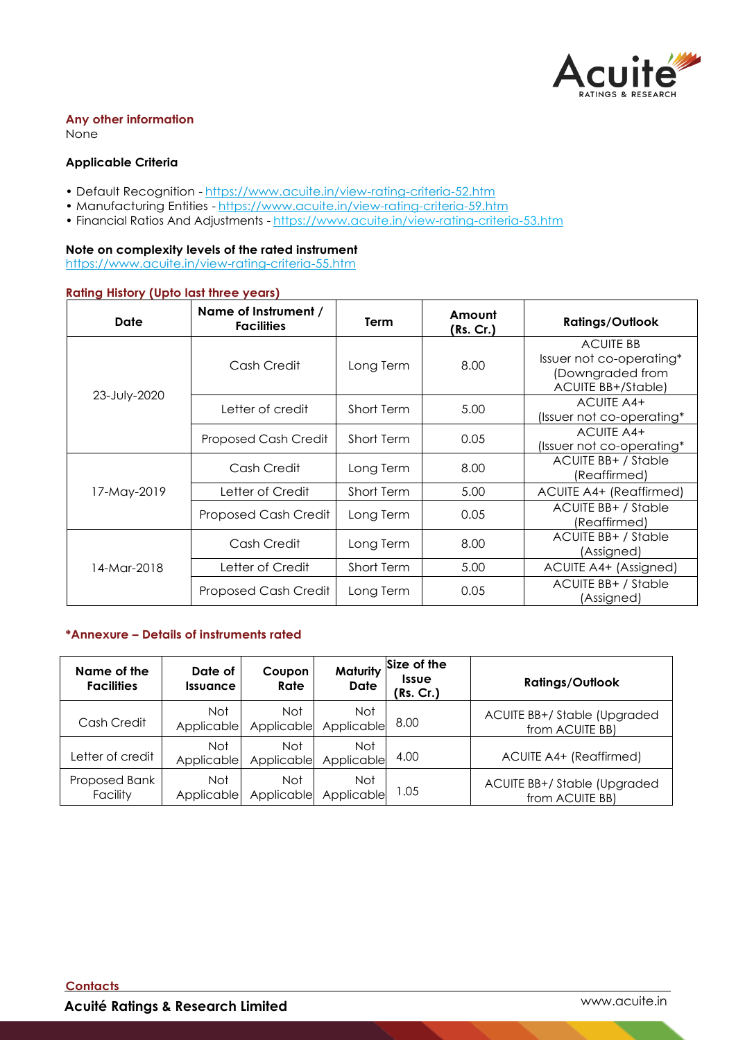### Any other information
None

### Applicable Criteria

- Default Recognition - https://www.acuite.in/view-rating-criteria-52.htm
- Manufacturing Entities - https://www.acuite.in/view-rating-criteria-59.htm
- Financial Ratios And Adjustments - https://www.acuite.in/view-rating-criteria-53.htm

### Note on complexity levels of the rated instrument
https://www.acuite.in/view-rating-criteria-55.htm

### Rating History (Upto last three years)

| Date | Name of Instrument / Facilities | Term | Amount (Rs. Cr.) | Ratings/Outlook |
|---|---|---|---|---|
| 23-July-2020 | Cash Credit | Long Term | 8.00 | ACUITE BB Issuer not co-operating* (Downgraded from ACUITE BB+/Stable) |
| | Letter of credit | Short Term | 5.00 | ACUITE A4+ (Issuer not co-operating* |
| | Proposed Cash Credit | Short Term | 0.05 | ACUITE A4+ (Issuer not co-operating* |
| 17-May-2019 | Cash Credit | Long Term | 8.00 | ACUITE BB+ / Stable (Reaffirmed) |
| | Letter of Credit | Short Term | 5.00 | ACUITE A4+ (Reaffirmed) |
| | Proposed Cash Credit | Long Term | 0.05 | ACUITE BB+ / Stable (Reaffirmed) |
| 14-Mar-2018 | Cash Credit | Long Term | 8.00 | ACUITE BB+ / Stable (Assigned) |
| | Letter of Credit | Short Term | 5.00 | ACUITE A4+ (Assigned) |
| | Proposed Cash Credit | Long Term | 0.05 | ACUITE BB+ / Stable (Assigned) |

### *Annexure – Details of instruments rated

| Name of the Facilities | Date of Issuance | Coupon Rate | Maturity Date | Size of the Issue (Rs. Cr.) | Ratings/Outlook |
|---|---|---|---|---|---|
| Cash Credit | Not Applicable | Not Applicable | Not Applicable | 8.00 | ACUITE BB+/ Stable (Upgraded from ACUITE BB) |
| Letter of credit | Not Applicable | Not Applicable | Not Applicable | 4.00 | ACUITE A4+ (Reaffirmed) |
| Proposed Bank Facility | Not Applicable | Not Applicable | Not Applicable | 1.05 | ACUITE BB+/ Stable (Upgraded from ACUITE BB) |

### Contacts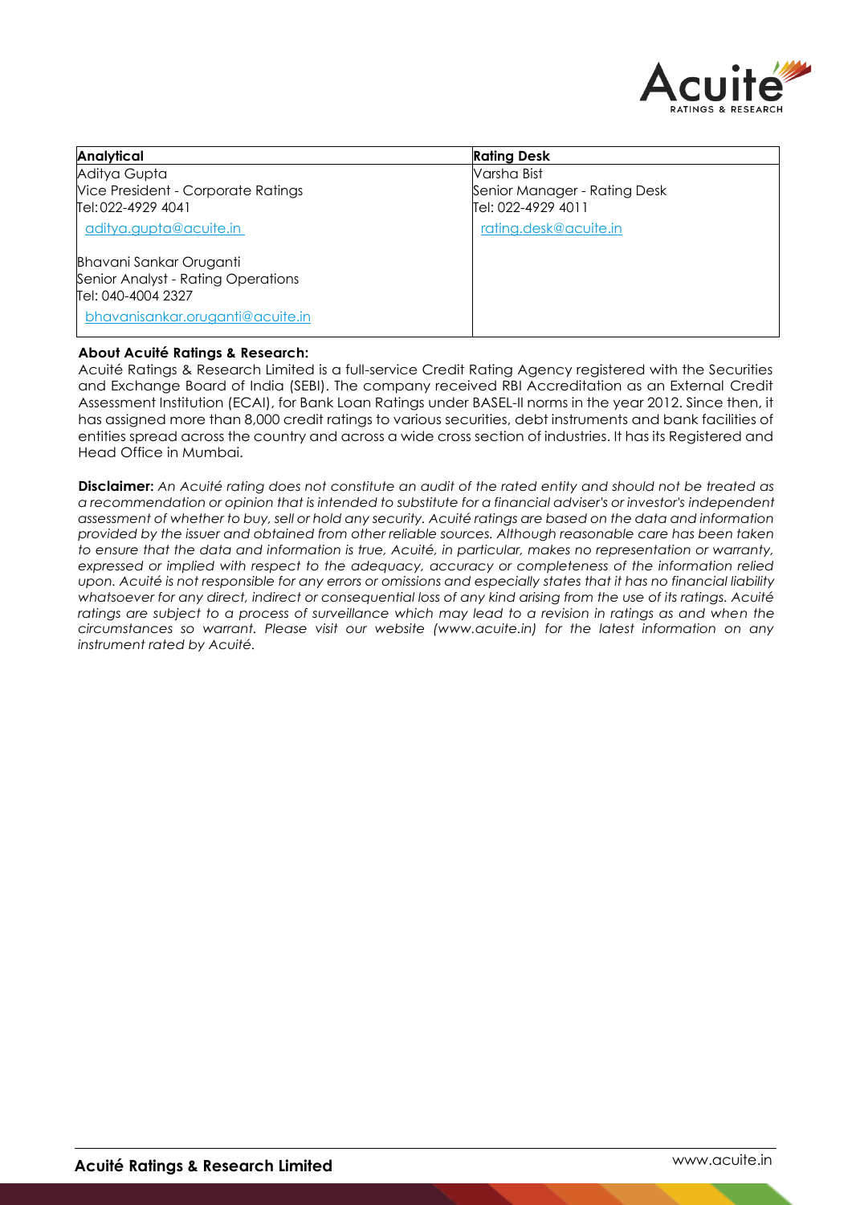| Analytical | Rating Desk |
|---|---|
| Aditya Gupta<br>Vice President - Corporate Ratings<br>Tel: 022-4929 4041<br>aditya.gupta@acuite.in<br><br>Bhavani Sankar Oruganti<br>Senior Analyst - Rating Operations<br>Tel: 040-4004 2327<br>bhavanisankar.oruganti@acuite.in | Varsha Bist<br>Senior Manager - Rating Desk<br>Tel: 022-4929 4011<br>rating.desk@acuite.in |

**About Acuité Ratings & Research:**

Acuité Ratings & Research Limited is a full-service Credit Rating Agency registered with the Securities and Exchange Board of India (SEBI). The company received RBI Accreditation as an External Credit Assessment Institution (ECAI), for Bank Loan Ratings under BASEL-II norms in the year 2012. Since then, it has assigned more than 8,000 credit ratings to various securities, debt instruments and bank facilities of entities spread across the country and across a wide cross section of industries. It has its Registered and Head Office in Mumbai.

**Disclaimer:** *An Acuité rating does not constitute an audit of the rated entity and should not be treated as a recommendation or opinion that is intended to substitute for a financial adviser's or investor's independent assessment of whether to buy, sell or hold any security. Acuité ratings are based on the data and information provided by the issuer and obtained from other reliable sources. Although reasonable care has been taken to ensure that the data and information is true, Acuité, in particular, makes no representation or warranty, expressed or implied with respect to the adequacy, accuracy or completeness of the information relied upon. Acuité is not responsible for any errors or omissions and especially states that it has no financial liability whatsoever for any direct, indirect or consequential loss of any kind arising from the use of its ratings. Acuité ratings are subject to a process of surveillance which may lead to a revision in ratings as and when the circumstances so warrant. Please visit our website (www.acuite.in) for the latest information on any instrument rated by Acuité.*